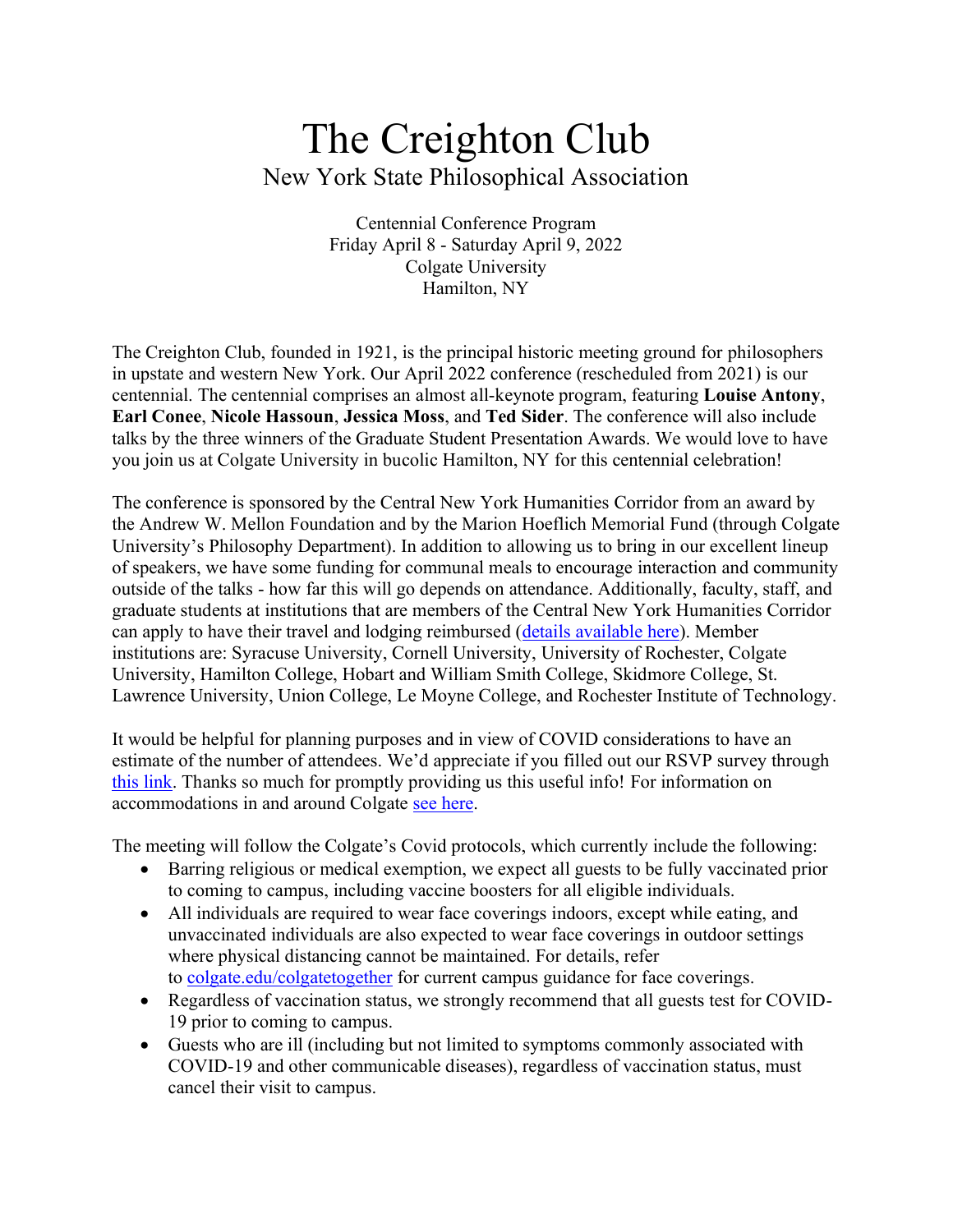# The Creighton Club

## New York State Philosophical Association

Centennial Conference Program
Friday April 8 - Saturday April 9, 2022
Colgate University
Hamilton, NY

The Creighton Club, founded in 1921, is the principal historic meeting ground for philosophers in upstate and western New York. Our April 2022 conference (rescheduled from 2021) is our centennial. The centennial comprises an almost all-keynote program, featuring **Louise Antony**, **Earl Conee**, **Nicole Hassoun**, **Jessica Moss**, and **Ted Sider**. The conference will also include talks by the three winners of the Graduate Student Presentation Awards. We would love to have you join us at Colgate University in bucolic Hamilton, NY for this centennial celebration!

The conference is sponsored by the Central New York Humanities Corridor from an award by the Andrew W. Mellon Foundation and by the Marion Hoeflich Memorial Fund (through Colgate University's Philosophy Department). In addition to allowing us to bring in our excellent lineup of speakers, we have some funding for communal meals to encourage interaction and community outside of the talks - how far this will go depends on attendance. Additionally, faculty, staff, and graduate students at institutions that are members of the Central New York Humanities Corridor can apply to have their travel and lodging reimbursed (details available here). Member institutions are: Syracuse University, Cornell University, University of Rochester, Colgate University, Hamilton College, Hobart and William Smith College, Skidmore College, St. Lawrence University, Union College, Le Moyne College, and Rochester Institute of Technology.

It would be helpful for planning purposes and in view of COVID considerations to have an estimate of the number of attendees. We'd appreciate if you filled out our RSVP survey through this link. Thanks so much for promptly providing us this useful info! For information on accommodations in and around Colgate see here.

The meeting will follow the Colgate's Covid protocols, which currently include the following:

- Barring religious or medical exemption, we expect all guests to be fully vaccinated prior to coming to campus, including vaccine boosters for all eligible individuals.
- All individuals are required to wear face coverings indoors, except while eating, and unvaccinated individuals are also expected to wear face coverings in outdoor settings where physical distancing cannot be maintained. For details, refer to colgate.edu/colgatetogether for current campus guidance for face coverings.
- Regardless of vaccination status, we strongly recommend that all guests test for COVID-19 prior to coming to campus.
- Guests who are ill (including but not limited to symptoms commonly associated with COVID-19 and other communicable diseases), regardless of vaccination status, must cancel their visit to campus.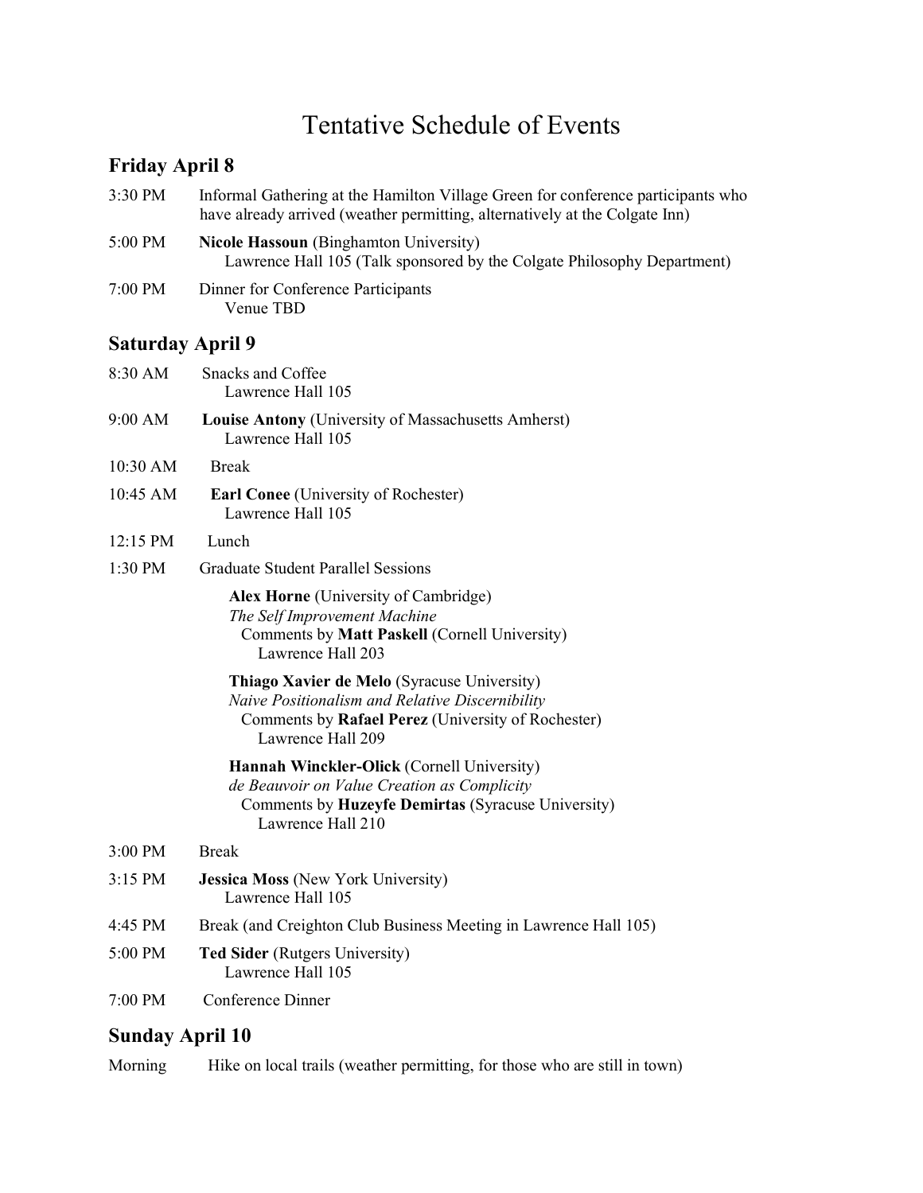# Tentative Schedule of Events

## Friday April 8

3:30 PM Informal Gathering at the Hamilton Village Green for conference participants who have already arrived (weather permitting, alternatively at the Colgate Inn)

5:00 PM **Nicole Hassoun** (Binghamton University)
Lawrence Hall 105 (Talk sponsored by the Colgate Philosophy Department)

7:00 PM Dinner for Conference Participants
Venue TBD

## Saturday April 9

8:30 AM Snacks and Coffee
Lawrence Hall 105

9:00 AM **Louise Antony** (University of Massachusetts Amherst)
Lawrence Hall 105

10:30 AM Break

10:45 AM **Earl Conee** (University of Rochester)
Lawrence Hall 105

12:15 PM Lunch

1:30 PM Graduate Student Parallel Sessions

**Alex Horne** (University of Cambridge)
*The Self Improvement Machine*
Comments by **Matt Paskell** (Cornell University)
Lawrence Hall 203

**Thiago Xavier de Melo** (Syracuse University)
*Naive Positionalism and Relative Discernibility*
Comments by **Rafael Perez** (University of Rochester)
Lawrence Hall 209

**Hannah Winckler-Olick** (Cornell University)
*de Beauvoir on Value Creation as Complicity*
Comments by **Huzeyfe Demirtas** (Syracuse University)
Lawrence Hall 210

3:00 PM Break

3:15 PM **Jessica Moss** (New York University)
Lawrence Hall 105

4:45 PM Break (and Creighton Club Business Meeting in Lawrence Hall 105)

5:00 PM **Ted Sider** (Rutgers University)
Lawrence Hall 105

7:00 PM Conference Dinner

## Sunday April 10

Morning Hike on local trails (weather permitting, for those who are still in town)